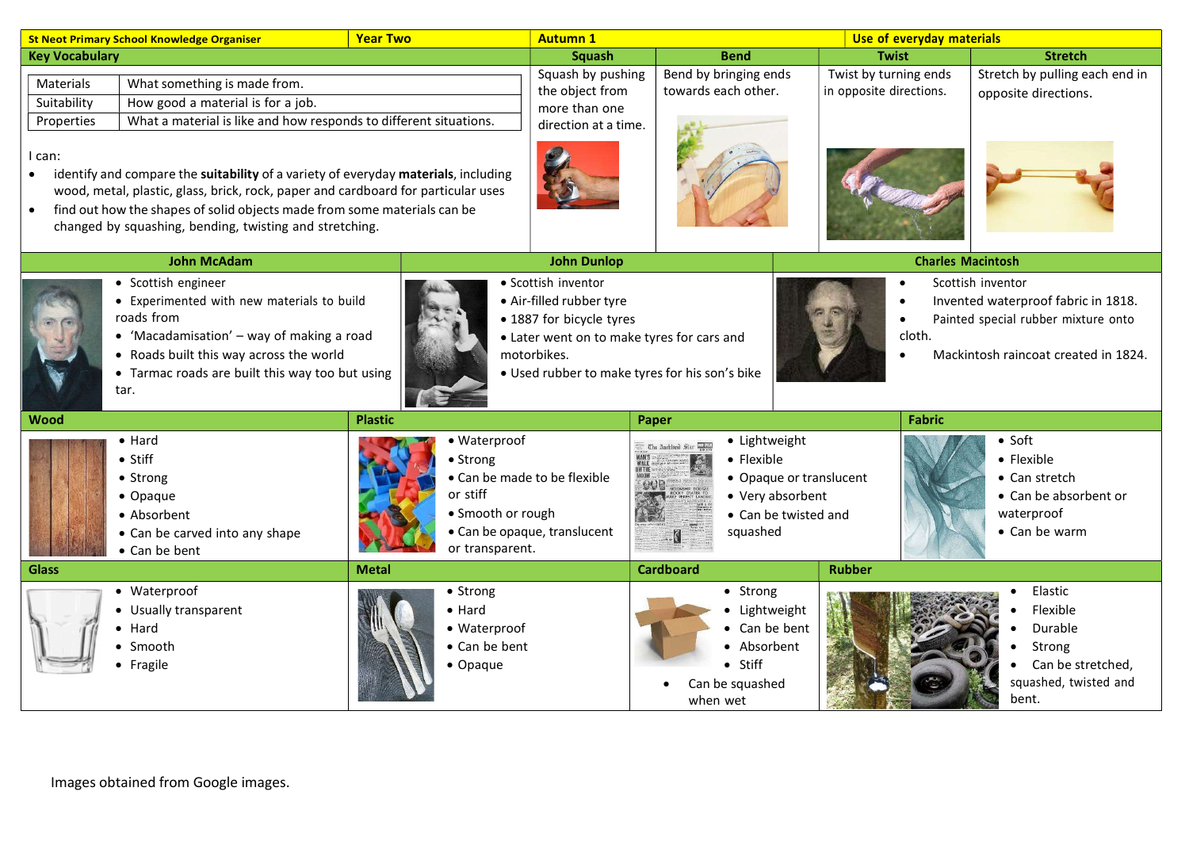# St Neot Primary School Knowledge Organiser

**Year Two** | **Autumn 1** | **Use of everyday materials**

## Key Vocabulary

| | |
|---|---|
| Materials | What something is made from. |
| Suitability | How good a material is for a job. |
| Properties | What a material is like and how responds to different situations. |

I can:

- identify and compare the **suitability** of a variety of everyday **materials**, including wood, metal, plastic, glass, brick, rock, paper and cardboard for particular uses
- find out how the shapes of solid objects made from some materials can be changed by squashing, bending, twisting and stretching.

| Squash | Bend | Twist | Stretch |
|---|---|---|---|
| Squash by pushing the object from more than one direction at a time. | Bend by bringing ends towards each other. | Twist by turning ends in opposite directions. | Stretch by pulling each end in opposite directions. |

## John McAdam

- Scottish engineer
- Experimented with new materials to build roads from
- 'Macadamisation' – way of making a road
- Roads built this way across the world
- Tarmac roads are built this way too but using tar.

## John Dunlop

- Scottish inventor
- Air-filled rubber tyre
- 1887 for bicycle tyres
- Later went on to make tyres for cars and motorbikes.
- Used rubber to make tyres for his son's bike

## Charles Macintosh

- Scottish inventor
- Invented waterproof fabric in 1818.
- Painted special rubber mixture onto cloth.
- Mackintosh raincoat created in 1824.

## Wood

- Hard
- Stiff
- Strong
- Opaque
- Absorbent
- Can be carved into any shape
- Can be bent

## Plastic

- Waterproof
- Strong
- Can be made to be flexible or stiff
- Smooth or rough
- Can be opaque, translucent or transparent.

## Paper

- Lightweight
- Flexible
- Opaque or translucent
- Very absorbent
- Can be twisted and squashed

## Fabric

- Soft
- Flexible
- Can stretch
- Can be absorbent or waterproof
- Can be warm

## Glass

- Waterproof
- Usually transparent
- Hard
- Smooth
- Fragile

## Metal

- Strong
- Hard
- Waterproof
- Can be bent
- Opaque

## Cardboard

- Strong
- Lightweight
- Can be bent
- Absorbent
- Stiff
- Can be squashed when wet

## Rubber

- Elastic
- Flexible
- Durable
- Strong
- Can be stretched, squashed, twisted and bent.

Images obtained from Google images.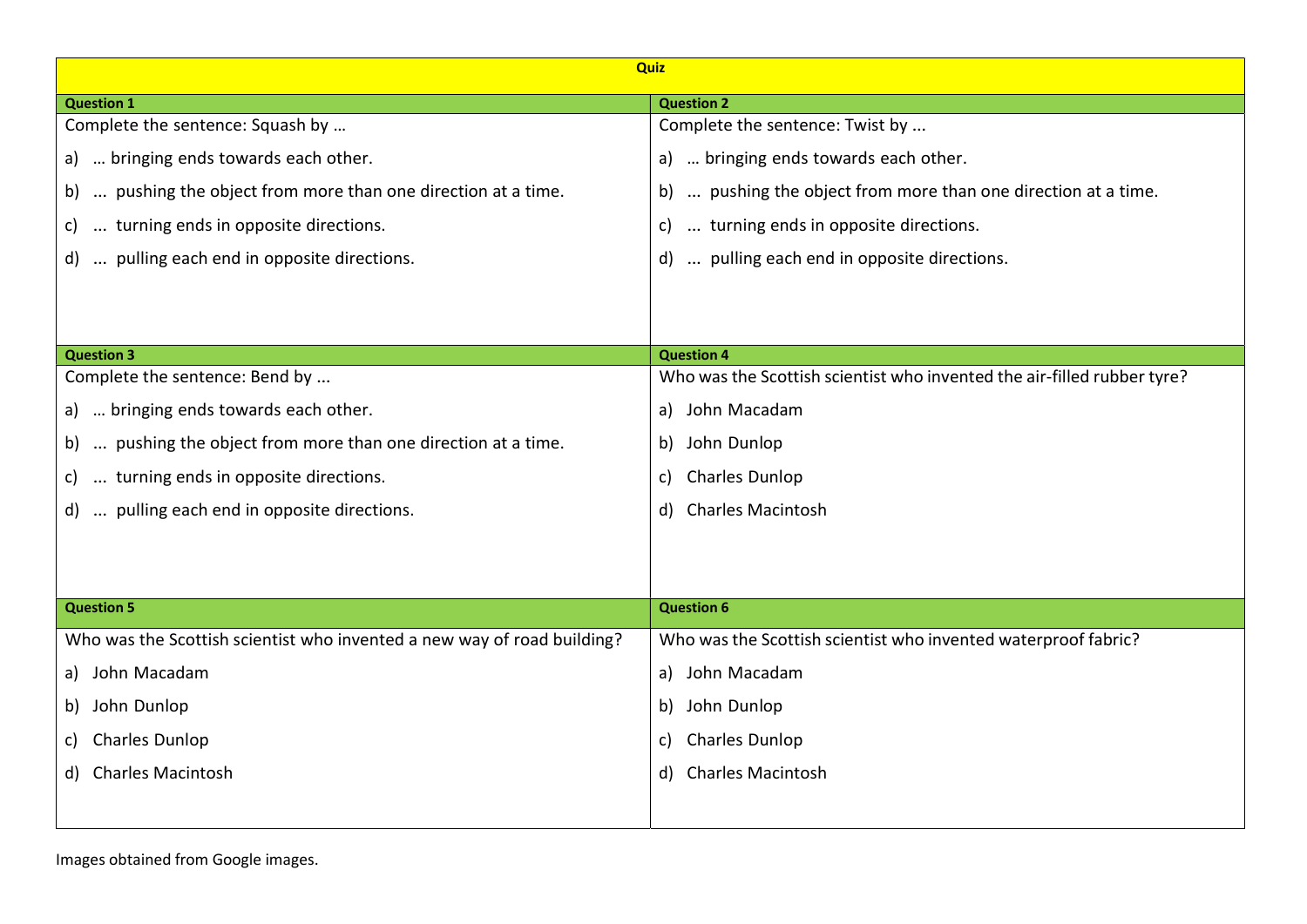# Quiz

**Question 1**

Complete the sentence: Squash by …

a) … bringing ends towards each other.

b) … pushing the object from more than one direction at a time.

c) … turning ends in opposite directions.

d) … pulling each end in opposite directions.

**Question 2**

Complete the sentence: Twist by ...

a) … bringing ends towards each other.

b) … pushing the object from more than one direction at a time.

c) … turning ends in opposite directions.

d) … pulling each end in opposite directions.

**Question 3**

Complete the sentence: Bend by ...

a) … bringing ends towards each other.

b) … pushing the object from more than one direction at a time.

c) … turning ends in opposite directions.

d) … pulling each end in opposite directions.

**Question 4**

Who was the Scottish scientist who invented the air-filled rubber tyre?

a) John Macadam

b) John Dunlop

c) Charles Dunlop

d) Charles Macintosh

**Question 5**

Who was the Scottish scientist who invented a new way of road building?

a) John Macadam

b) John Dunlop

c) Charles Dunlop

d) Charles Macintosh

**Question 6**

Who was the Scottish scientist who invented waterproof fabric?

a) John Macadam

b) John Dunlop

c) Charles Dunlop

d) Charles Macintosh

Images obtained from Google images.